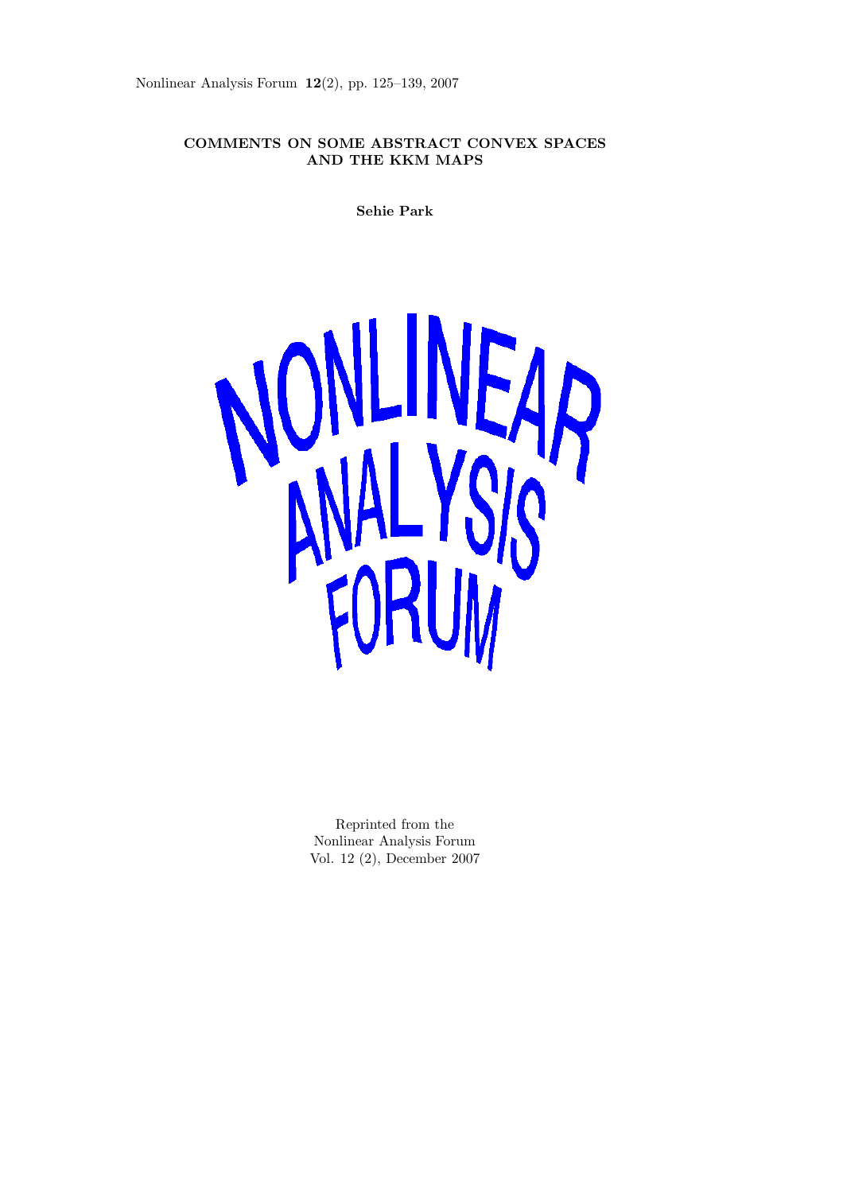Nonlinear Analysis Forum **12**(2), pp. 125–139, 2007

# COMMENTS ON SOME ABSTRACT CONVEX SPACES AND THE KKM MAPS

**Sehie Park**

NONLINEAR ANALYSIS FORUM

Reprinted from the
Nonlinear Analysis Forum
Vol. 12 (2), December 2007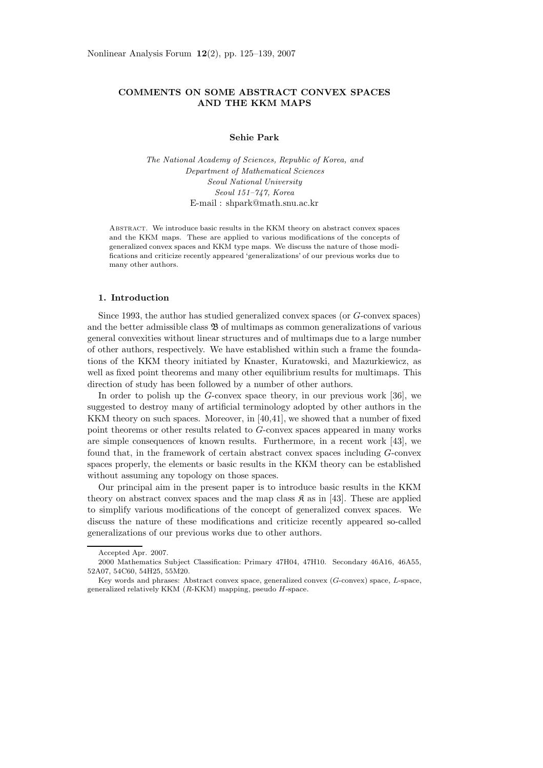# COMMENTS ON SOME ABSTRACT CONVEX SPACES AND THE KKM MAPS

**Sehie Park**

*The National Academy of Sciences, Republic of Korea, and*
*Department of Mathematical Sciences*
*Seoul National University*
*Seoul 151–747, Korea*
E-mail : shpark@math.snu.ac.kr

Abstract. We introduce basic results in the KKM theory on abstract convex spaces and the KKM maps. These are applied to various modifications of the concepts of generalized convex spaces and KKM type maps. We discuss the nature of those modifications and criticize recently appeared 'generalizations' of our previous works due to many other authors.

## 1. Introduction

Since 1993, the author has studied generalized convex spaces (or $G$-convex spaces) and the better admissible class $\mathfrak{B}$ of multimaps as common generalizations of various general convexities without linear structures and of multimaps due to a large number of other authors, respectively. We have established within such a frame the foundations of the KKM theory initiated by Knaster, Kuratowski, and Mazurkiewicz, as well as fixed point theorems and many other equilibrium results for multimaps. This direction of study has been followed by a number of other authors.

In order to polish up the $G$-convex space theory, in our previous work [36], we suggested to destroy many of artificial terminology adopted by other authors in the KKM theory on such spaces. Moreover, in [40,41], we showed that a number of fixed point theorems or other results related to $G$-convex spaces appeared in many works are simple consequences of known results. Furthermore, in a recent work [43], we found that, in the framework of certain abstract convex spaces including $G$-convex spaces properly, the elements or basic results in the KKM theory can be established without assuming any topology on those spaces.

Our principal aim in the present paper is to introduce basic results in the KKM theory on abstract convex spaces and the map class $\mathfrak{K}$ as in [43]. These are applied to simplify various modifications of the concept of generalized convex spaces. We discuss the nature of these modifications and criticize recently appeared so-called generalizations of our previous works due to other authors.

---

Accepted Apr. 2007.

2000 Mathematics Subject Classification: Primary 47H04, 47H10. Secondary 46A16, 46A55, 52A07, 54C60, 54H25, 55M20.

Key words and phrases: Abstract convex space, generalized convex ($G$-convex) space, $L$-space, generalized relatively KKM ($R$-KKM) mapping, pseudo $H$-space.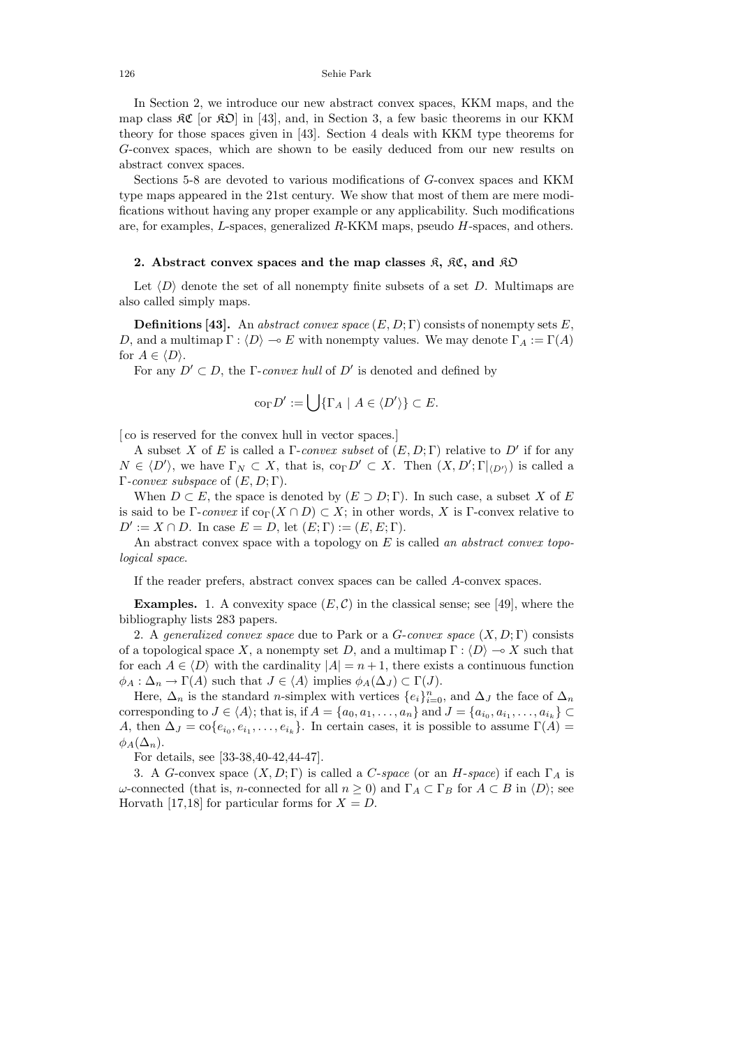In Section 2, we introduce our new abstract convex spaces, KKM maps, and the map class $\mathfrak{KC}$ [or $\mathfrak{KO}$] in [43], and, in Section 3, a few basic theorems in our KKM theory for those spaces given in [43]. Section 4 deals with KKM type theorems for $G$-convex spaces, which are shown to be easily deduced from our new results on abstract convex spaces.

Sections 5-8 are devoted to various modifications of $G$-convex spaces and KKM type maps appeared in the 21st century. We show that most of them are mere modifications without having any proper example or any applicability. Such modifications are, for examples, $L$-spaces, generalized $R$-KKM maps, pseudo $H$-spaces, and others.

## 2. Abstract convex spaces and the map classes $\mathfrak{K}$, $\mathfrak{KC}$, and $\mathfrak{KO}$

Let $\langle D \rangle$ denote the set of all nonempty finite subsets of a set $D$. Multimaps are also called simply maps.

**Definitions [43].** An *abstract convex space* $(E, D; \Gamma)$ consists of nonempty sets $E$, $D$, and a multimap $\Gamma : \langle D \rangle \multimap E$ with nonempty values. We may denote $\Gamma_A := \Gamma(A)$ for $A \in \langle D \rangle$.

For any $D' \subset D$, the $\Gamma$-*convex hull* of $D'$ is denoted and defined by

$$\mathrm{co}_\Gamma D' := \bigcup \{ \Gamma_A \mid A \in \langle D' \rangle \} \subset E.$$

[ co is reserved for the convex hull in vector spaces.]

A subset $X$ of $E$ is called a $\Gamma$-*convex subset* of $(E, D; \Gamma)$ relative to $D'$ if for any $N \in \langle D' \rangle$, we have $\Gamma_N \subset X$, that is, $\mathrm{co}_\Gamma D' \subset X$. Then $(X, D'; \Gamma|_{\langle D' \rangle})$ is called a $\Gamma$-*convex subspace* of $(E, D; \Gamma)$.

When $D \subset E$, the space is denoted by $(E \supset D; \Gamma)$. In such case, a subset $X$ of $E$ is said to be $\Gamma$-*convex* if $\mathrm{co}_\Gamma(X \cap D) \subset X$; in other words, $X$ is $\Gamma$-convex relative to $D' := X \cap D$. In case $E = D$, let $(E; \Gamma) := (E, E; \Gamma)$.

An abstract convex space with a topology on $E$ is called *an abstract convex topological space.*

If the reader prefers, abstract convex spaces can be called $A$-convex spaces.

**Examples.** 1. A convexity space $(E, \mathcal{C})$ in the classical sense; see [49], where the bibliography lists 283 papers.

2. A *generalized convex space* due to Park or a $G$-*convex space* $(X, D; \Gamma)$ consists of a topological space $X$, a nonempty set $D$, and a multimap $\Gamma : \langle D \rangle \multimap X$ such that for each $A \in \langle D \rangle$ with the cardinality $|A| = n + 1$, there exists a continuous function $\phi_A : \Delta_n \to \Gamma(A)$ such that $J \in \langle A \rangle$ implies $\phi_A(\Delta_J) \subset \Gamma(J)$.

Here, $\Delta_n$ is the standard $n$-simplex with vertices $\{e_i\}_{i=0}^n$, and $\Delta_J$ the face of $\Delta_n$ corresponding to $J \in \langle A \rangle$; that is, if $A = \{a_0, a_1, \ldots, a_n\}$ and $J = \{a_{i_0}, a_{i_1}, \ldots, a_{i_k}\} \subset A$, then $\Delta_J = \mathrm{co}\{e_{i_0}, e_{i_1}, \ldots, e_{i_k}\}$. In certain cases, it is possible to assume $\Gamma(A) = \phi_A(\Delta_n)$.

For details, see [33-38,40-42,44-47].

3. A $G$-convex space $(X, D; \Gamma)$ is called a $C$-*space* (or an $H$-*space*) if each $\Gamma_A$ is $\omega$-connected (that is, $n$-connected for all $n \geq 0$) and $\Gamma_A \subset \Gamma_B$ for $A \subset B$ in $\langle D \rangle$; see Horvath [17,18] for particular forms for $X = D$.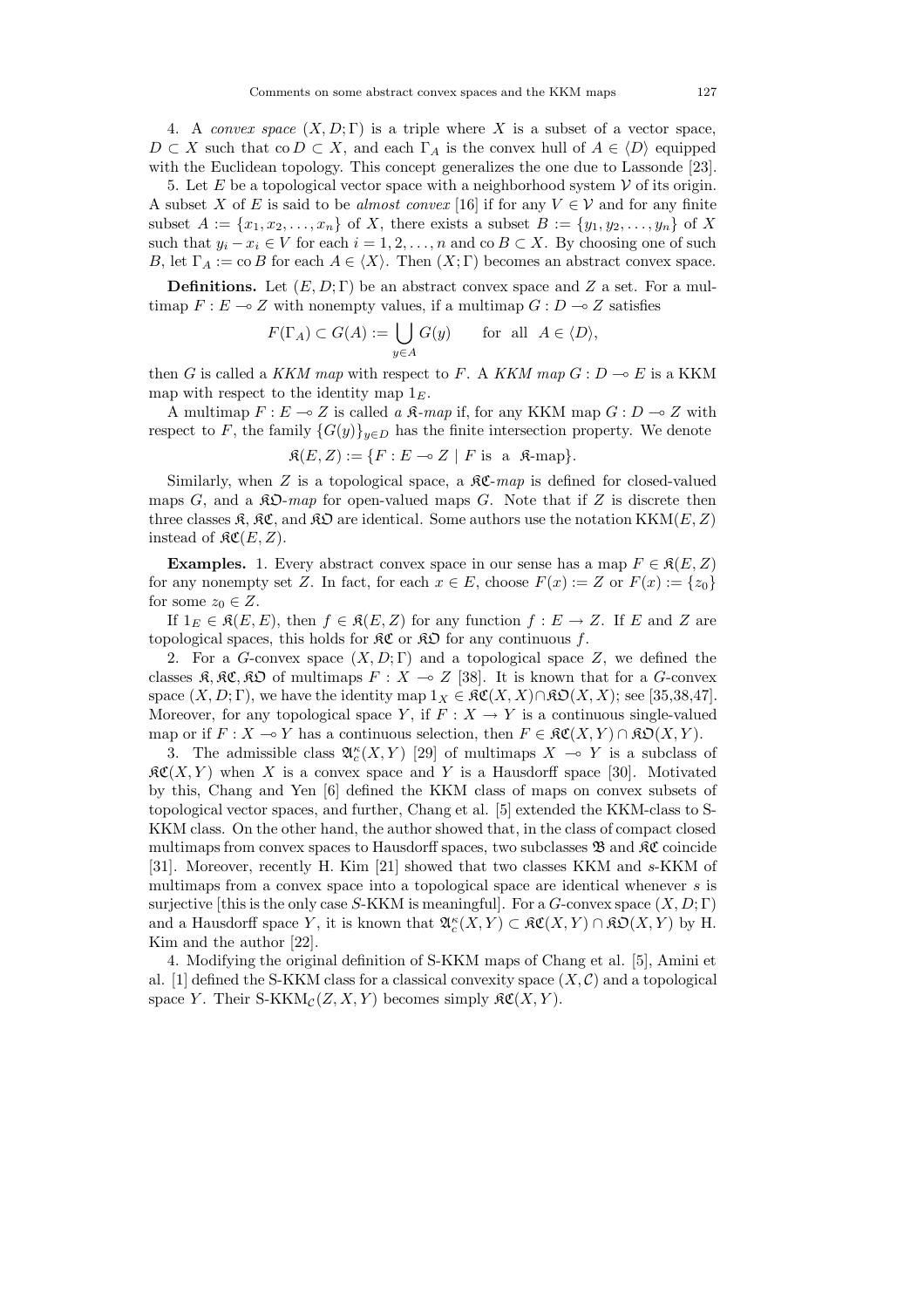4. A *convex space* $(X, D; \Gamma)$ is a triple where $X$ is a subset of a vector space, $D \subset X$ such that $\operatorname{co} D \subset X$, and each $\Gamma_A$ is the convex hull of $A \in \langle D \rangle$ equipped with the Euclidean topology. This concept generalizes the one due to Lassonde [23].

5. Let $E$ be a topological vector space with a neighborhood system $\mathcal{V}$ of its origin. A subset $X$ of $E$ is said to be *almost convex* [16] if for any $V \in \mathcal{V}$ and for any finite subset $A := \{x_1, x_2, \ldots, x_n\}$ of $X$, there exists a subset $B := \{y_1, y_2, \ldots, y_n\}$ of $X$ such that $y_i - x_i \in V$ for each $i = 1, 2, \ldots, n$ and $\operatorname{co} B \subset X$. By choosing one of such $B$, let $\Gamma_A := \operatorname{co} B$ for each $A \in \langle X \rangle$. Then $(X; \Gamma)$ becomes an abstract convex space.

**Definitions.** Let $(E, D; \Gamma)$ be an abstract convex space and $Z$ a set. For a multimap $F : E \multimap Z$ with nonempty values, if a multimap $G : D \multimap Z$ satisfies

$$F(\Gamma_A) \subset G(A) := \bigcup_{y \in A} G(y) \qquad \text{for all} \quad A \in \langle D \rangle,$$

then $G$ is called a *KKM map* with respect to $F$. A *KKM map* $G : D \multimap E$ is a KKM map with respect to the identity map $1_E$.

A multimap $F : E \multimap Z$ is called *a* $\mathfrak{K}$*-map* if, for any KKM map $G : D \multimap Z$ with respect to $F$, the family $\{G(y)\}_{y \in D}$ has the finite intersection property. We denote

$$\mathfrak{K}(E, Z) := \{F : E \multimap Z \mid F \text{ is a } \mathfrak{K}\text{-map}\}.$$

Similarly, when $Z$ is a topological space, a $\mathfrak{KC}$*-map* is defined for closed-valued maps $G$, and a $\mathfrak{KO}$*-map* for open-valued maps $G$. Note that if $Z$ is discrete then three classes $\mathfrak{K}$, $\mathfrak{KC}$, and $\mathfrak{KO}$ are identical. Some authors use the notation $\mathrm{KKM}(E, Z)$ instead of $\mathfrak{KC}(E, Z)$.

**Examples.** 1. Every abstract convex space in our sense has a map $F \in \mathfrak{K}(E, Z)$ for any nonempty set $Z$. In fact, for each $x \in E$, choose $F(x) := Z$ or $F(x) := \{z_0\}$ for some $z_0 \in Z$.

If $1_E \in \mathfrak{K}(E, E)$, then $f \in \mathfrak{K}(E, Z)$ for any function $f : E \to Z$. If $E$ and $Z$ are topological spaces, this holds for $\mathfrak{KC}$ or $\mathfrak{KO}$ for any continuous $f$.

2. For a $G$-convex space $(X, D; \Gamma)$ and a topological space $Z$, we defined the classes $\mathfrak{K}, \mathfrak{KC}, \mathfrak{KO}$ of multimaps $F : X \multimap Z$ [38]. It is known that for a $G$-convex space $(X, D; \Gamma)$, we have the identity map $1_X \in \mathfrak{KC}(X, X) \cap \mathfrak{KO}(X, X)$; see [35,38,47]. Moreover, for any topological space $Y$, if $F : X \to Y$ is a continuous single-valued map or if $F : X \multimap Y$ has a continuous selection, then $F \in \mathfrak{KC}(X, Y) \cap \mathfrak{KO}(X, Y)$.

3. The admissible class $\mathfrak{A}_c^\kappa(X, Y)$ [29] of multimaps $X \multimap Y$ is a subclass of $\mathfrak{KC}(X, Y)$ when $X$ is a convex space and $Y$ is a Hausdorff space [30]. Motivated by this, Chang and Yen [6] defined the KKM class of maps on convex subsets of topological vector spaces, and further, Chang et al. [5] extended the KKM-class to S-KKM class. On the other hand, the author showed that, in the class of compact closed multimaps from convex spaces to Hausdorff spaces, two subclasses $\mathfrak{B}$ and $\mathfrak{KC}$ coincide [31]. Moreover, recently H. Kim [21] showed that two classes KKM and $s$-KKM of multimaps from a convex space into a topological space are identical whenever $s$ is surjective [this is the only case $S$-KKM is meaningful]. For a $G$-convex space $(X, D; \Gamma)$ and a Hausdorff space $Y$, it is known that $\mathfrak{A}_c^\kappa(X, Y) \subset \mathfrak{KC}(X, Y) \cap \mathfrak{KO}(X, Y)$ by H. Kim and the author [22].

4. Modifying the original definition of S-KKM maps of Chang et al. [5], Amini et al. [1] defined the S-KKM class for a classical convexity space $(X, \mathcal{C})$ and a topological space $Y$. Their $\text{S-KKM}_{\mathcal{C}}(Z, X, Y)$ becomes simply $\mathfrak{KC}(X, Y)$.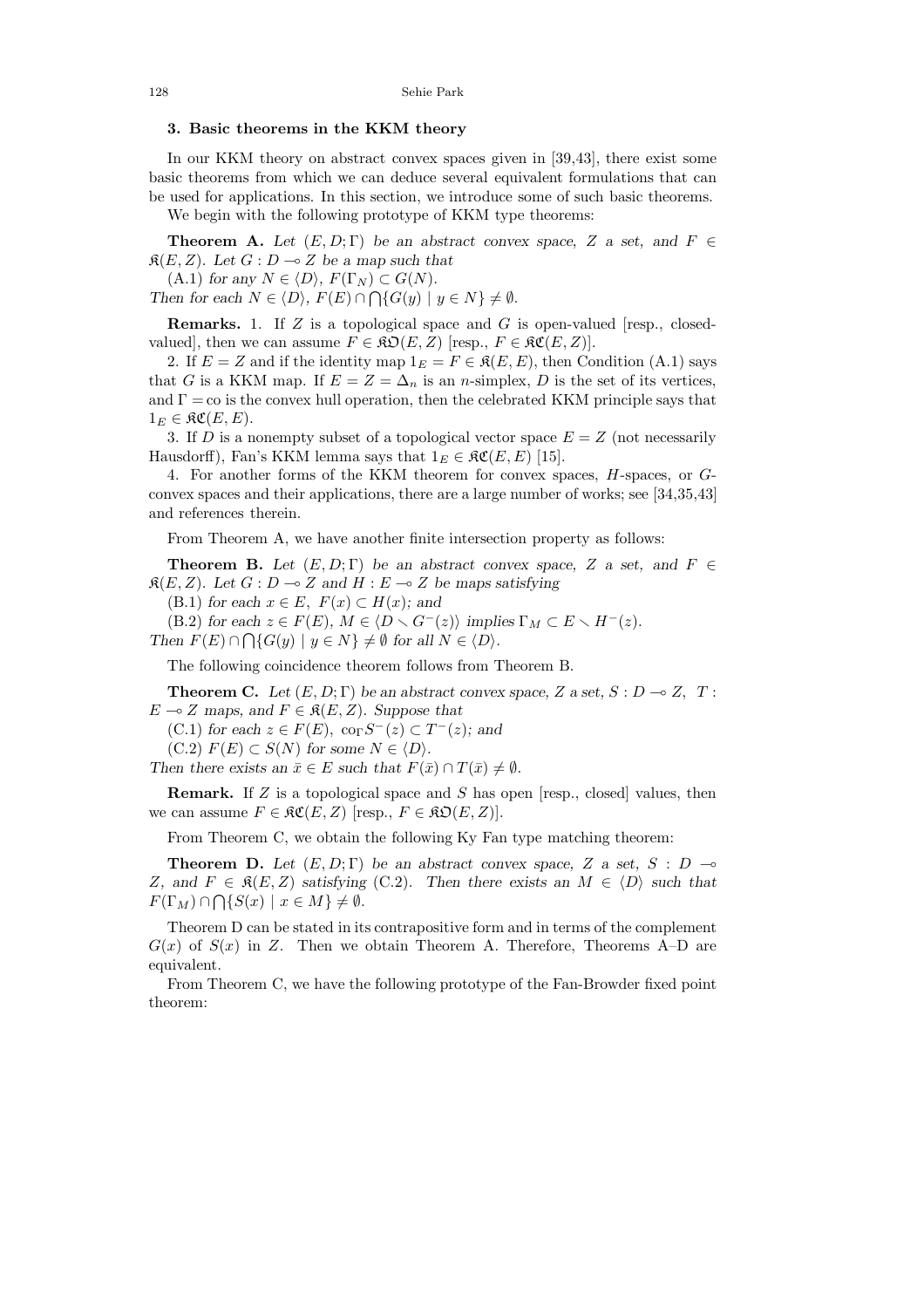### 3. Basic theorems in the KKM theory

In our KKM theory on abstract convex spaces given in [39,43], there exist some basic theorems from which we can deduce several equivalent formulations that can be used for applications. In this section, we introduce some of such basic theorems.

We begin with the following prototype of KKM type theorems:

**Theorem A.** *Let $(E, D; \Gamma)$ be an abstract convex space, $Z$ a set, and $F \in \mathfrak{K}(E, Z)$. Let $G : D \multimap Z$ be a map such that*

(A.1) *for any $N \in \langle D \rangle$, $F(\Gamma_N) \subset G(N)$.*

*Then for each $N \in \langle D \rangle$, $F(E) \cap \bigcap\{G(y) \mid y \in N\} \neq \emptyset$.*

**Remarks.** 1. If $Z$ is a topological space and $G$ is open-valued [resp., closed-valued], then we can assume $F \in \mathfrak{KO}(E, Z)$ [resp., $F \in \mathfrak{KC}(E, Z)$].

2. If $E = Z$ and if the identity map $1_E = F \in \mathfrak{K}(E, E)$, then Condition (A.1) says that $G$ is a KKM map. If $E = Z = \Delta_n$ is an $n$-simplex, $D$ is the set of its vertices, and $\Gamma = \mathrm{co}$ is the convex hull operation, then the celebrated KKM principle says that $1_E \in \mathfrak{KC}(E, E)$.

3. If $D$ is a nonempty subset of a topological vector space $E = Z$ (not necessarily Hausdorff), Fan's KKM lemma says that $1_E \in \mathfrak{KC}(E, E)$ [15].

4. For another forms of the KKM theorem for convex spaces, $H$-spaces, or $G$-convex spaces and their applications, there are a large number of works; see [34,35,43] and references therein.

From Theorem A, we have another finite intersection property as follows:

**Theorem B.** *Let $(E, D; \Gamma)$ be an abstract convex space, $Z$ a set, and $F \in \mathfrak{K}(E, Z)$. Let $G : D \multimap Z$ and $H : E \multimap Z$ be maps satisfying*

(B.1) *for each $x \in E$, $F(x) \subset H(x)$; and*

(B.2) *for each $z \in F(E)$, $M \in \langle D \setminus G^-(z) \rangle$ implies $\Gamma_M \subset E \setminus H^-(z)$.*

*Then $F(E) \cap \bigcap\{G(y) \mid y \in N\} \neq \emptyset$ for all $N \in \langle D \rangle$.*

The following coincidence theorem follows from Theorem B.

**Theorem C.** *Let $(E, D; \Gamma)$ be an abstract convex space, $Z$ a set, $S : D \multimap Z$, $T : E \multimap Z$ maps, and $F \in \mathfrak{K}(E, Z)$. Suppose that*

(C.1) *for each $z \in F(E)$, $\mathrm{co}_\Gamma S^-(z) \subset T^-(z)$; and*

(C.2) *$F(E) \subset S(N)$ for some $N \in \langle D \rangle$.*

*Then there exists an $\bar{x} \in E$ such that $F(\bar{x}) \cap T(\bar{x}) \neq \emptyset$.*

**Remark.** If $Z$ is a topological space and $S$ has open [resp., closed] values, then we can assume $F \in \mathfrak{KC}(E, Z)$ [resp., $F \in \mathfrak{KO}(E, Z)$].

From Theorem C, we obtain the following Ky Fan type matching theorem:

**Theorem D.** *Let $(E, D; \Gamma)$ be an abstract convex space, $Z$ a set, $S : D \multimap Z$, and $F \in \mathfrak{K}(E, Z)$ satisfying* (C.2). *Then there exists an $M \in \langle D \rangle$ such that $F(\Gamma_M) \cap \bigcap\{S(x) \mid x \in M\} \neq \emptyset$.*

Theorem D can be stated in its contrapositive form and in terms of the complement $G(x)$ of $S(x)$ in $Z$. Then we obtain Theorem A. Therefore, Theorems A–D are equivalent.

From Theorem C, we have the following prototype of the Fan-Browder fixed point theorem: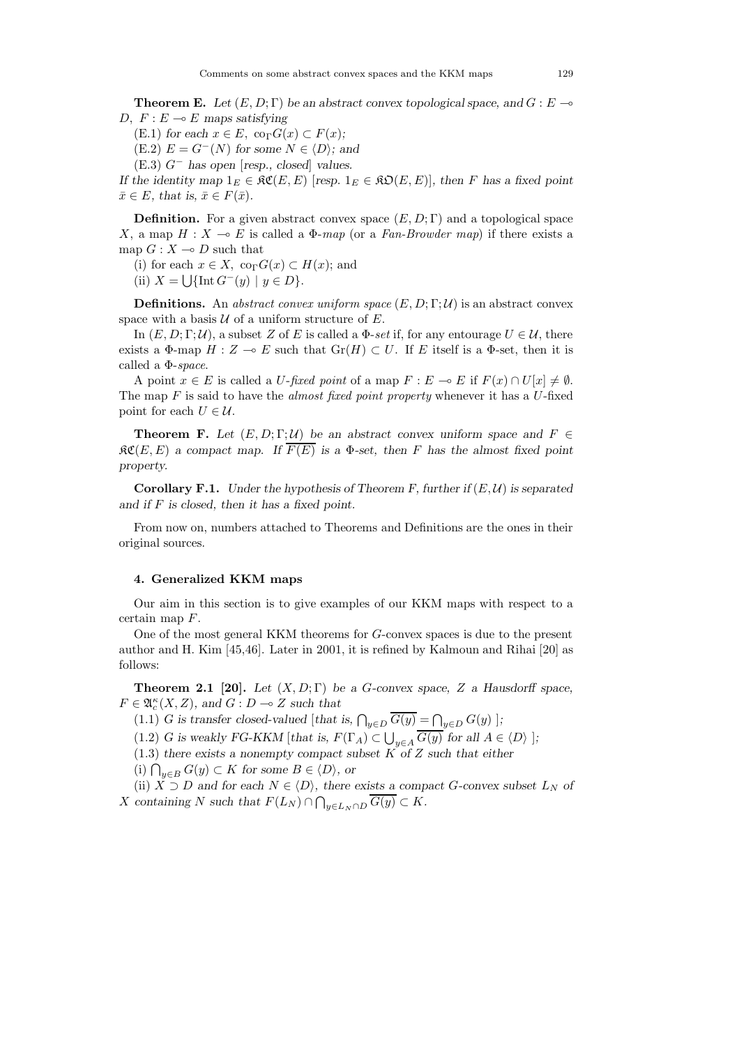**Theorem E.** *Let $(E, D; \Gamma)$ be an abstract convex topological space, and $G : E \multimap D$, $F : E \multimap E$ maps satisfying*

(E.1) *for each $x \in E$, $\mathrm{co}_\Gamma G(x) \subset F(x)$;*

(E.2) *$E = G^-(N)$ for some $N \in \langle D \rangle$; and*

(E.3) *$G^-$ has open [resp., closed] values.*

*If the identity map $1_E \in \mathfrak{KC}(E, E)$ [resp. $1_E \in \mathfrak{KO}(E, E)$], then $F$ has a fixed point $\bar{x} \in E$, that is, $\bar{x} \in F(\bar{x})$.*

**Definition.** For a given abstract convex space $(E, D; \Gamma)$ and a topological space $X$, a map $H : X \multimap E$ is called a $\Phi$*-map* (or a *Fan-Browder map*) if there exists a map $G : X \multimap D$ such that

(i) for each $x \in X$, $\mathrm{co}_\Gamma G(x) \subset H(x)$; and

(ii) $X = \bigcup \{\mathrm{Int}\, G^-(y) \mid y \in D\}$.

**Definitions.** An *abstract convex uniform space* $(E, D; \Gamma; \mathcal{U})$ is an abstract convex space with a basis $\mathcal{U}$ of a uniform structure of $E$.

In $(E, D; \Gamma; \mathcal{U})$, a subset $Z$ of $E$ is called a $\Phi$*-set* if, for any entourage $U \in \mathcal{U}$, there exists a $\Phi$-map $H : Z \multimap E$ such that $\mathrm{Gr}(H) \subset U$. If $E$ itself is a $\Phi$-set, then it is called a $\Phi$*-space*.

A point $x \in E$ is called a $U$*-fixed point* of a map $F : E \multimap E$ if $F(x) \cap U[x] \neq \emptyset$. The map $F$ is said to have the *almost fixed point property* whenever it has a $U$-fixed point for each $U \in \mathcal{U}$.

**Theorem F.** *Let $(E, D; \Gamma; \mathcal{U})$ be an abstract convex uniform space and $F \in \mathfrak{KC}(E, E)$ a compact map. If $\overline{F(E)}$ is a $\Phi$-set, then $F$ has the almost fixed point property.*

**Corollary F.1.** *Under the hypothesis of Theorem F, further if $(E, \mathcal{U})$ is separated and if $F$ is closed, then it has a fixed point.*

From now on, numbers attached to Theorems and Definitions are the ones in their original sources.

### 4. Generalized KKM maps

Our aim in this section is to give examples of our KKM maps with respect to a certain map $F$.

One of the most general KKM theorems for $G$-convex spaces is due to the present author and H. Kim [45,46]. Later in 2001, it is refined by Kalmoun and Rihai [20] as follows:

**Theorem 2.1 [20].** *Let $(X, D; \Gamma)$ be a $G$-convex space, $Z$ a Hausdorff space, $F \in \mathfrak{A}_c^\kappa(X, Z)$, and $G : D \multimap Z$ such that*

(1.1) *$G$ is transfer closed-valued [that is, $\bigcap_{y \in D} \overline{G(y)} = \bigcap_{y \in D} G(y)$ ];*

(1.2) *$G$ is weakly FG-KKM [that is, $F(\Gamma_A) \subset \bigcup_{y \in A} \overline{G(y)}$ for all $A \in \langle D \rangle$ ];*

(1.3) *there exists a nonempty compact subset $K$ of $Z$ such that either*

(i) *$\bigcap_{y \in B} G(y) \subset K$ for some $B \in \langle D \rangle$, or*

(ii) *$X \supset D$ and for each $N \in \langle D \rangle$, there exists a compact $G$-convex subset $L_N$ of $X$ containing $N$ such that $F(L_N) \cap \bigcap_{y \in L_N \cap D} \overline{G(y)} \subset K$.*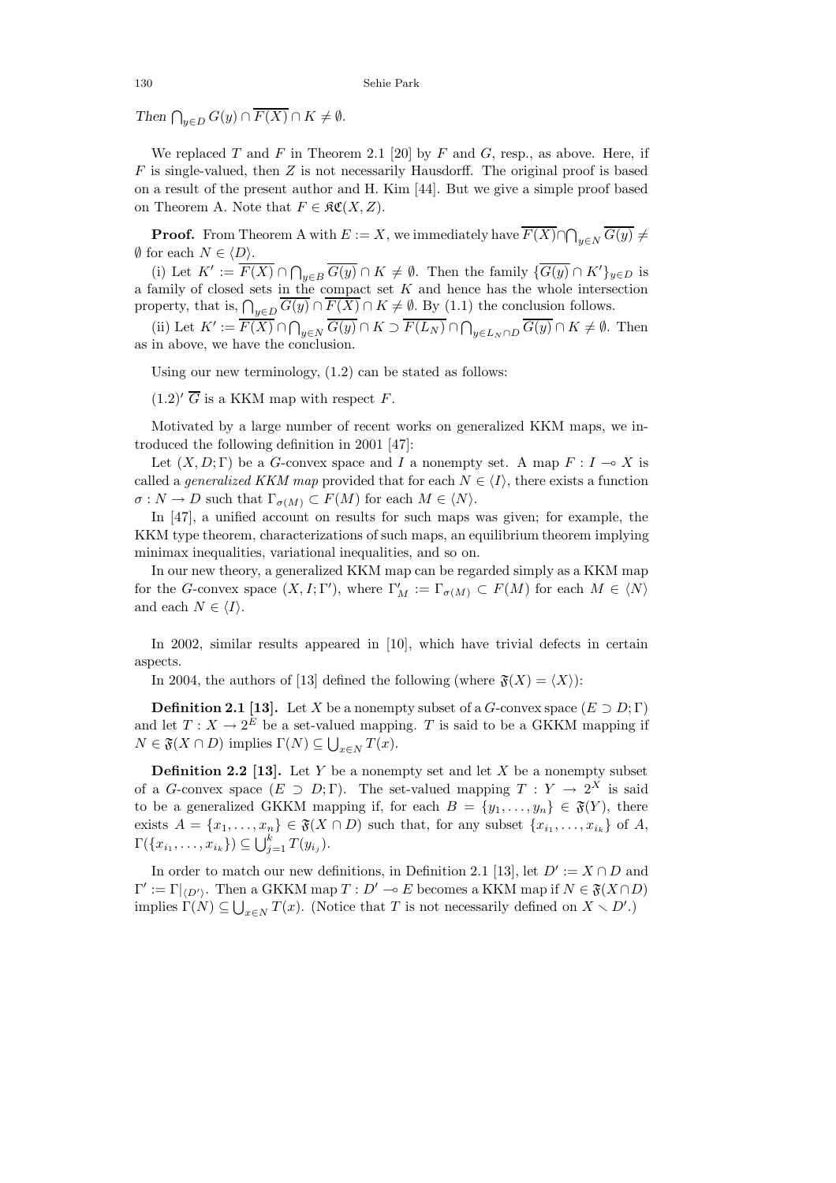*Then* $\bigcap_{y\in D} G(y) \cap \overline{F(X)} \cap K \neq \emptyset$.

We replaced $T$ and $F$ in Theorem 2.1 [20] by $F$ and $G$, resp., as above. Here, if $F$ is single-valued, then $Z$ is not necessarily Hausdorff. The original proof is based on a result of the present author and H. Kim [44]. But we give a simple proof based on Theorem A. Note that $F \in \mathfrak{KC}(X, Z)$.

**Proof.** From Theorem A with $E := X$, we immediately have $\overline{F(X)} \cap \bigcap_{y\in N} \overline{G(y)} \neq \emptyset$ for each $N \in \langle D \rangle$.

(i) Let $K' := \overline{F(X)} \cap \bigcap_{y\in B} \overline{G(y)} \cap K \neq \emptyset$. Then the family $\{\overline{G(y)} \cap K'\}_{y\in D}$ is a family of closed sets in the compact set $K$ and hence has the whole intersection property, that is, $\bigcap_{y\in D} \overline{G(y)} \cap \overline{F(X)} \cap K \neq \emptyset$. By (1.1) the conclusion follows.

(ii) Let $K' := \overline{F(X)} \cap \bigcap_{y\in N} \overline{G(y)} \cap K \supset \overline{F(L_N)} \cap \bigcap_{y\in L_N\cap D} \overline{G(y)} \cap K \neq \emptyset$. Then as in above, we have the conclusion.

Using our new terminology, (1.2) can be stated as follows:

$(1.2)'$ $\overline{G}$ is a KKM map with respect $F$.

Motivated by a large number of recent works on generalized KKM maps, we introduced the following definition in 2001 [47]:

Let $(X, D; \Gamma)$ be a $G$-convex space and $I$ a nonempty set. A map $F : I \multimap X$ is called a *generalized KKM map* provided that for each $N \in \langle I \rangle$, there exists a function $\sigma : N \to D$ such that $\Gamma_{\sigma(M)} \subset F(M)$ for each $M \in \langle N \rangle$.

In [47], a unified account on results for such maps was given; for example, the KKM type theorem, characterizations of such maps, an equilibrium theorem implying minimax inequalities, variational inequalities, and so on.

In our new theory, a generalized KKM map can be regarded simply as a KKM map for the $G$-convex space $(X, I; \Gamma')$, where $\Gamma'_M := \Gamma_{\sigma(M)} \subset F(M)$ for each $M \in \langle N \rangle$ and each $N \in \langle I \rangle$.

In 2002, similar results appeared in [10], which have trivial defects in certain aspects.

In 2004, the authors of [13] defined the following (where $\mathfrak{F}(X) = \langle X \rangle$):

**Definition 2.1 [13].** Let $X$ be a nonempty subset of a $G$-convex space $(E \supset D; \Gamma)$ and let $T : X \to 2^E$ be a set-valued mapping. $T$ is said to be a GKKM mapping if $N \in \mathfrak{F}(X \cap D)$ implies $\Gamma(N) \subseteq \bigcup_{x\in N} T(x)$.

**Definition 2.2 [13].** Let $Y$ be a nonempty set and let $X$ be a nonempty subset of a $G$-convex space $(E \supset D; \Gamma)$. The set-valued mapping $T : Y \to 2^X$ is said to be a generalized GKKM mapping if, for each $B = \{y_1, \ldots, y_n\} \in \mathfrak{F}(Y)$, there exists $A = \{x_1, \ldots, x_n\} \in \mathfrak{F}(X \cap D)$ such that, for any subset $\{x_{i_1}, \ldots, x_{i_k}\}$ of $A$, $\Gamma(\{x_{i_1}, \ldots, x_{i_k}\}) \subseteq \bigcup_{j=1}^{k} T(y_{i_j})$.

In order to match our new definitions, in Definition 2.1 [13], let $D' := X \cap D$ and $\Gamma' := \Gamma|_{\langle D' \rangle}$. Then a GKKM map $T : D' \multimap E$ becomes a KKM map if $N \in \mathfrak{F}(X \cap D)$ implies $\Gamma(N) \subseteq \bigcup_{x\in N} T(x)$. (Notice that $T$ is not necessarily defined on $X \setminus D'$.)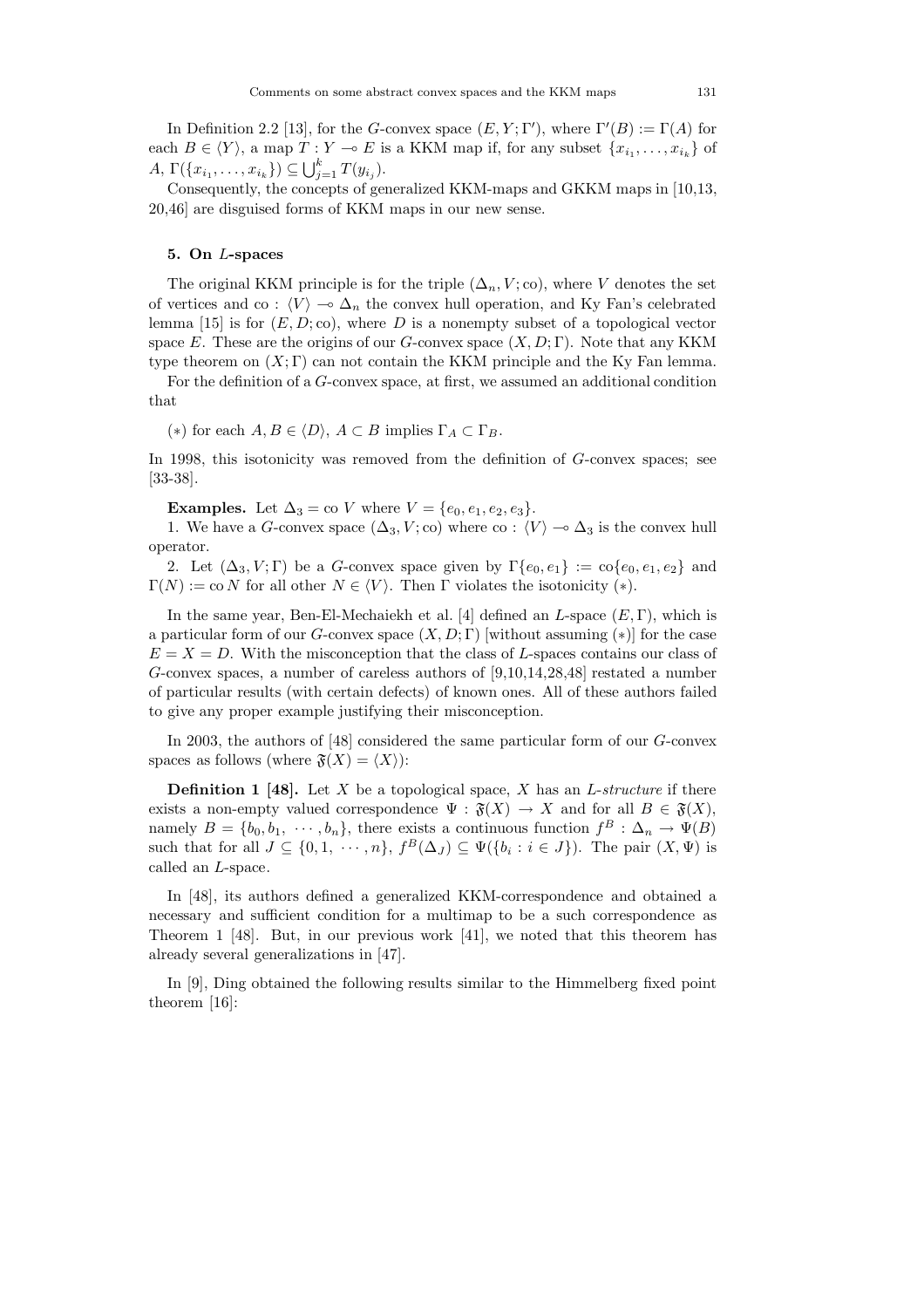In Definition 2.2 [13], for the $G$-convex space $(E, Y; \Gamma')$, where $\Gamma'(B) := \Gamma(A)$ for each $B \in \langle Y \rangle$, a map $T : Y \multimap E$ is a KKM map if, for any subset $\{x_{i_1}, \ldots, x_{i_k}\}$ of $A$, $\Gamma(\{x_{i_1}, \ldots, x_{i_k}\}) \subseteq \bigcup_{j=1}^{k} T(y_{i_j})$.

Consequently, the concepts of generalized KKM-maps and GKKM maps in [10,13, 20,46] are disguised forms of KKM maps in our new sense.

## 5. On $L$-spaces

The original KKM principle is for the triple $(\Delta_n, V; \text{co})$, where $V$ denotes the set of vertices and $\text{co} : \langle V \rangle \multimap \Delta_n$ the convex hull operation, and Ky Fan's celebrated lemma [15] is for $(E, D; \text{co})$, where $D$ is a nonempty subset of a topological vector space $E$. These are the origins of our $G$-convex space $(X, D; \Gamma)$. Note that any KKM type theorem on $(X; \Gamma)$ can not contain the KKM principle and the Ky Fan lemma.

For the definition of a $G$-convex space, at first, we assumed an additional condition that

$(*)$ for each $A, B \in \langle D \rangle$, $A \subset B$ implies $\Gamma_A \subset \Gamma_B$.

In 1998, this isotonicity was removed from the definition of $G$-convex spaces; see [33-38].

**Examples.** Let $\Delta_3 = \text{co}\, V$ where $V = \{e_0, e_1, e_2, e_3\}$.

1. We have a $G$-convex space $(\Delta_3, V; \text{co})$ where $\text{co} : \langle V \rangle \multimap \Delta_3$ is the convex hull operator.

2. Let $(\Delta_3, V; \Gamma)$ be a $G$-convex space given by $\Gamma\{e_0, e_1\} := \text{co}\{e_0, e_1, e_2\}$ and $\Gamma(N) := \text{co}\, N$ for all other $N \in \langle V \rangle$. Then $\Gamma$ violates the isotonicity $(*)$.

In the same year, Ben-El-Mechaiekh et al. [4] defined an $L$-space $(E, \Gamma)$, which is a particular form of our $G$-convex space $(X, D; \Gamma)$ [without assuming $(*)$] for the case $E = X = D$. With the misconception that the class of $L$-spaces contains our class of $G$-convex spaces, a number of careless authors of [9,10,14,28,48] restated a number of particular results (with certain defects) of known ones. All of these authors failed to give any proper example justifying their misconception.

In 2003, the authors of [48] considered the same particular form of our $G$-convex spaces as follows (where $\mathfrak{F}(X) = \langle X \rangle$):

**Definition 1 [48].** Let $X$ be a topological space, $X$ has an *L-structure* if there exists a non-empty valued correspondence $\Psi : \mathfrak{F}(X) \to X$ and for all $B \in \mathfrak{F}(X)$, namely $B = \{b_0, b_1, \cdots, b_n\}$, there exists a continuous function $f^B : \Delta_n \to \Psi(B)$ such that for all $J \subseteq \{0, 1, \cdots, n\}$, $f^B(\Delta_J) \subseteq \Psi(\{b_i : i \in J\})$. The pair $(X, \Psi)$ is called an *L*-space.

In [48], its authors defined a generalized KKM-correspondence and obtained a necessary and sufficient condition for a multimap to be a such correspondence as Theorem 1 [48]. But, in our previous work [41], we noted that this theorem has already several generalizations in [47].

In [9], Ding obtained the following results similar to the Himmelberg fixed point theorem [16]: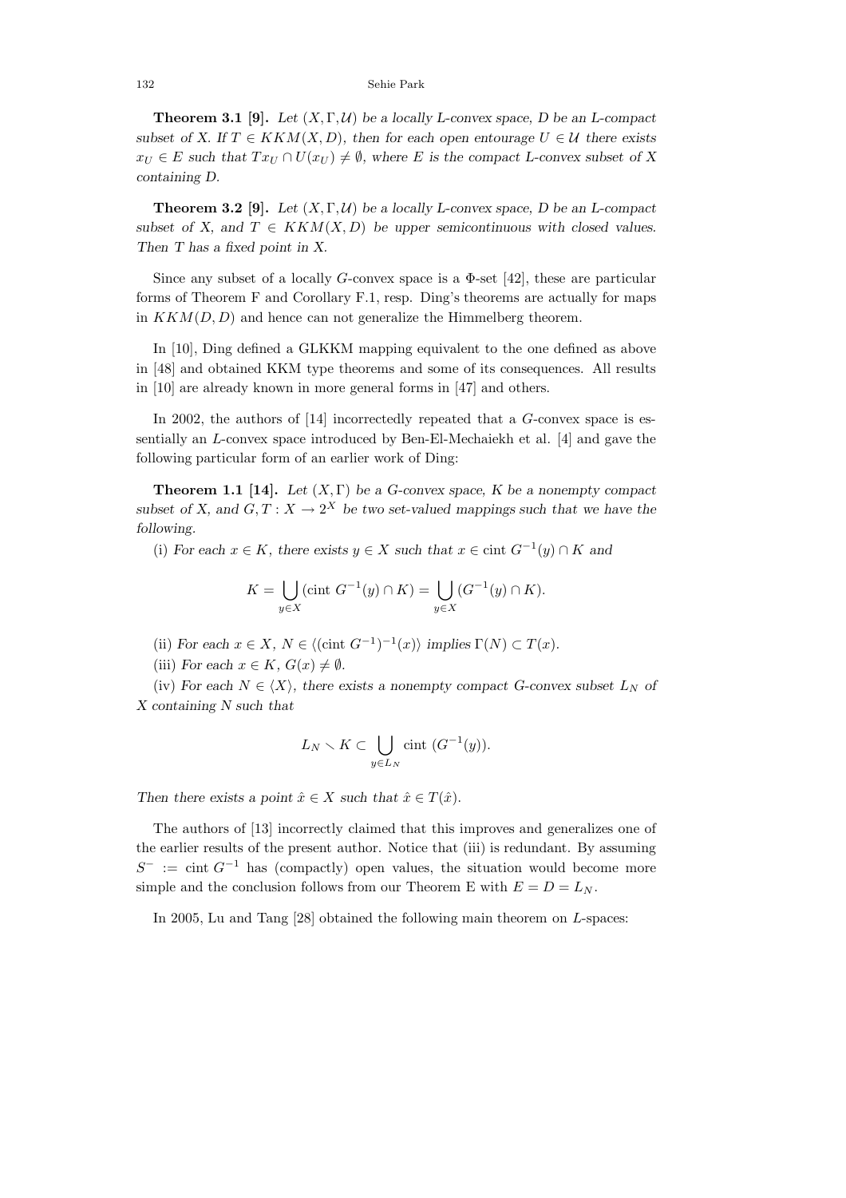**Theorem 3.1 [9].** *Let $(X, \Gamma, \mathcal{U})$ be a locally L-convex space, D be an L-compact subset of X. If $T \in KKM(X, D)$, then for each open entourage $U \in \mathcal{U}$ there exists $x_U \in E$ such that $Tx_U \cap U(x_U) \neq \emptyset$, where E is the compact L-convex subset of X containing D.*

**Theorem 3.2 [9].** *Let $(X, \Gamma, \mathcal{U})$ be a locally L-convex space, D be an L-compact subset of X, and $T \in KKM(X, D)$ be upper semicontinuous with closed values. Then T has a fixed point in X.*

Since any subset of a locally $G$-convex space is a $\Phi$-set [42], these are particular forms of Theorem F and Corollary F.1, resp. Ding's theorems are actually for maps in $KKM(D, D)$ and hence can not generalize the Himmelberg theorem.

In [10], Ding defined a GLKKM mapping equivalent to the one defined as above in [48] and obtained KKM type theorems and some of its consequences. All results in [10] are already known in more general forms in [47] and others.

In 2002, the authors of [14] incorrectedly repeated that a $G$-convex space is essentially an $L$-convex space introduced by Ben-El-Mechaiekh et al. [4] and gave the following particular form of an earlier work of Ding:

**Theorem 1.1 [14].** *Let $(X, \Gamma)$ be a G-convex space, K be a nonempty compact subset of X, and $G, T : X \to 2^X$ be two set-valued mappings such that we have the following.*

(i) *For each $x \in K$, there exists $y \in X$ such that $x \in \text{cint } G^{-1}(y) \cap K$ and*

$$K = \bigcup_{y \in X} (\text{cint } G^{-1}(y) \cap K) = \bigcup_{y \in X} (G^{-1}(y) \cap K).$$

(ii) *For each $x \in X$, $N \in \langle (\text{cint } G^{-1})^{-1}(x) \rangle$ implies $\Gamma(N) \subset T(x)$.*

(iii) *For each $x \in K$, $G(x) \neq \emptyset$.*

(iv) *For each $N \in \langle X \rangle$, there exists a nonempty compact G-convex subset $L_N$ of X containing N such that*

$$L_N \setminus K \subset \bigcup_{y \in L_N} \text{cint } (G^{-1}(y)).$$

*Then there exists a point $\hat{x} \in X$ such that $\hat{x} \in T(\hat{x})$.*

The authors of [13] incorrectly claimed that this improves and generalizes one of the earlier results of the present author. Notice that (iii) is redundant. By assuming $S^- := \text{cint } G^{-1}$ has (compactly) open values, the situation would become more simple and the conclusion follows from our Theorem E with $E = D = L_N$.

In 2005, Lu and Tang [28] obtained the following main theorem on $L$-spaces: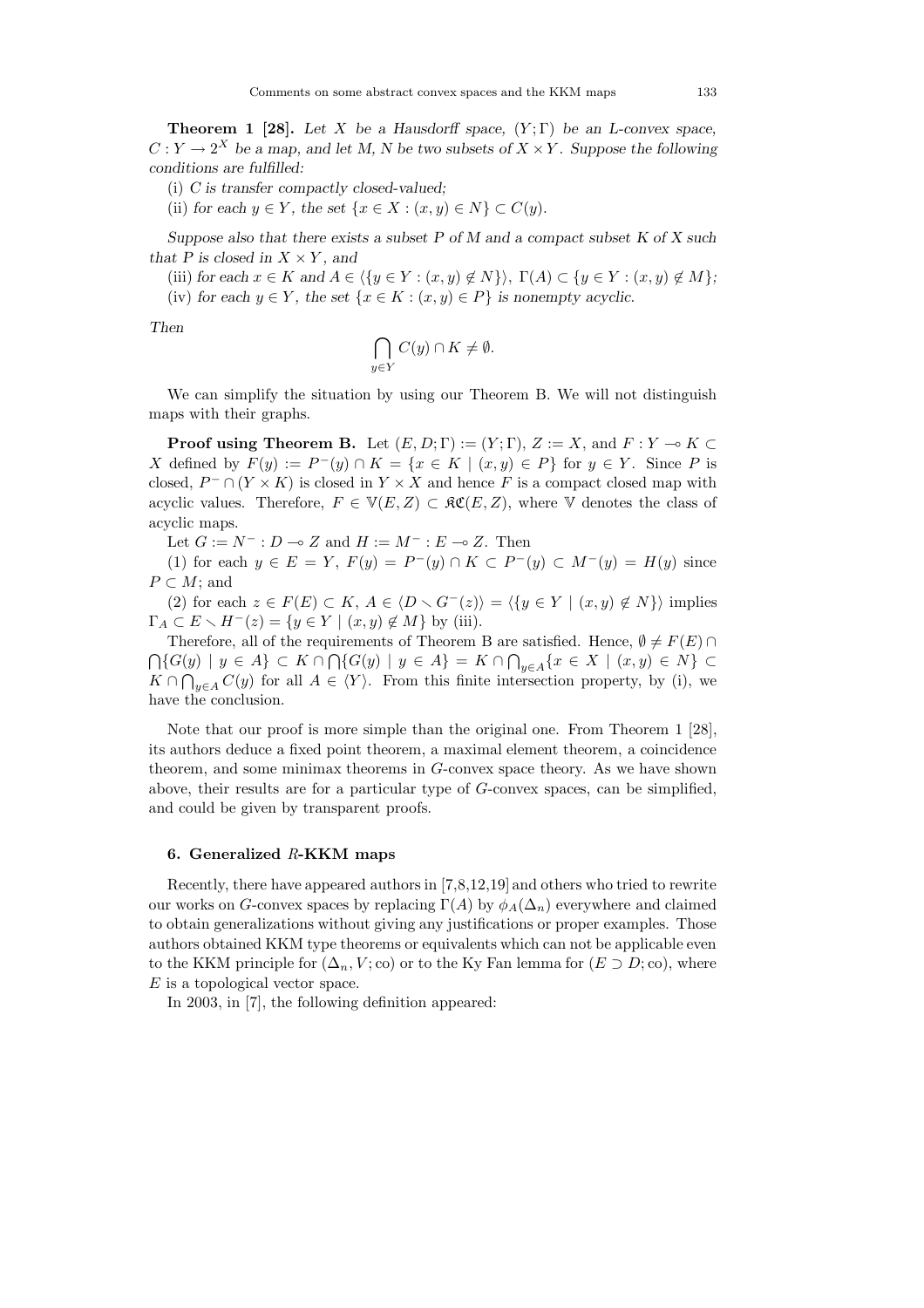**Theorem 1 [28].** *Let $X$ be a Hausdorff space, $(Y;\Gamma)$ be an L-convex space, $C: Y \to 2^X$ be a map, and let $M$, $N$ be two subsets of $X \times Y$. Suppose the following conditions are fulfilled:*

(i) *$C$ is transfer compactly closed-valued;*

(ii) *for each $y \in Y$, the set $\{x \in X : (x,y) \in N\} \subset C(y)$.*

*Suppose also that there exists a subset $P$ of $M$ and a compact subset $K$ of $X$ such that $P$ is closed in $X \times Y$, and*

(iii) *for each $x \in K$ and $A \in \langle \{y \in Y : (x,y) \notin N\}\rangle$, $\Gamma(A) \subset \{y \in Y : (x,y) \notin M\}$;*

(iv) *for each $y \in Y$, the set $\{x \in K : (x,y) \in P\}$ is nonempty acyclic.*

*Then*

$$\bigcap_{y \in Y} C(y) \cap K \neq \emptyset.$$

We can simplify the situation by using our Theorem B. We will not distinguish maps with their graphs.

**Proof using Theorem B.** Let $(E, D; \Gamma) := (Y; \Gamma)$, $Z := X$, and $F : Y \multimap K \subset X$ defined by $F(y) := P^-(y) \cap K = \{x \in K \mid (x,y) \in P\}$ for $y \in Y$. Since $P$ is closed, $P^- \cap (Y \times K)$ is closed in $Y \times X$ and hence $F$ is a compact closed map with acyclic values. Therefore, $F \in \mathbb{V}(E,Z) \subset \mathfrak{KC}(E,Z)$, where $\mathbb{V}$ denotes the class of acyclic maps.

Let $G := N^- : D \multimap Z$ and $H := M^- : E \multimap Z$. Then

(1) for each $y \in E = Y$, $F(y) = P^-(y) \cap K \subset P^-(y) \subset M^-(y) = H(y)$ since $P \subset M$; and

(2) for each $z \in F(E) \subset K$, $A \in \langle D \setminus G^-(z)\rangle = \langle \{y \in Y \mid (x,y) \notin N\}\rangle$ implies $\Gamma_A \subset E \setminus H^-(z) = \{y \in Y \mid (x,y) \notin M\}$ by (iii).

Therefore, all of the requirements of Theorem B are satisfied. Hence, $\emptyset \neq F(E) \cap \bigcap\{G(y) \mid y \in A\} \subset K \cap \bigcap\{G(y) \mid y \in A\} = K \cap \bigcap_{y \in A}\{x \in X \mid (x,y) \in N\} \subset K \cap \bigcap_{y \in A} C(y)$ for all $A \in \langle Y \rangle$. From this finite intersection property, by (i), we have the conclusion.

Note that our proof is more simple than the original one. From Theorem 1 [28], its authors deduce a fixed point theorem, a maximal element theorem, a coincidence theorem, and some minimax theorems in $G$-convex space theory. As we have shown above, their results are for a particular type of $G$-convex spaces, can be simplified, and could be given by transparent proofs.

## 6. Generalized $R$-KKM maps

Recently, there have appeared authors in [7,8,12,19] and others who tried to rewrite our works on $G$-convex spaces by replacing $\Gamma(A)$ by $\phi_A(\Delta_n)$ everywhere and claimed to obtain generalizations without giving any justifications or proper examples. Those authors obtained KKM type theorems or equivalents which can not be applicable even to the KKM principle for $(\Delta_n, V; \mathrm{co})$ or to the Ky Fan lemma for $(E \supset D; \mathrm{co})$, where $E$ is a topological vector space.

In 2003, in [7], the following definition appeared: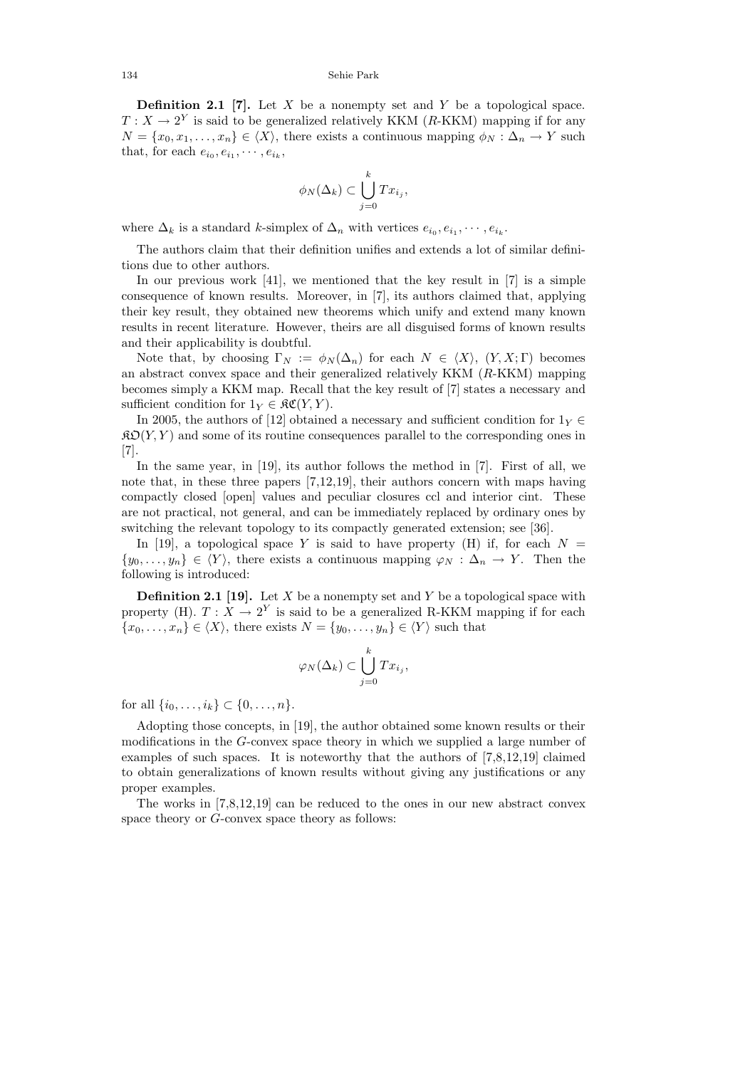**Definition 2.1 [7].** Let $X$ be a nonempty set and $Y$ be a topological space. $T : X \to 2^Y$ is said to be generalized relatively KKM ($R$-KKM) mapping if for any $N = \{x_0, x_1, \ldots, x_n\} \in \langle X\rangle$, there exists a continuous mapping $\phi_N : \Delta_n \to Y$ such that, for each $e_{i_0}, e_{i_1}, \cdots, e_{i_k}$,

$$\phi_N(\Delta_k) \subset \bigcup_{j=0}^{k} Tx_{i_j},$$

where $\Delta_k$ is a standard $k$-simplex of $\Delta_n$ with vertices $e_{i_0}, e_{i_1}, \cdots, e_{i_k}$.

The authors claim that their definition unifies and extends a lot of similar definitions due to other authors.

In our previous work [41], we mentioned that the key result in [7] is a simple consequence of known results. Moreover, in [7], its authors claimed that, applying their key result, they obtained new theorems which unify and extend many known results in recent literature. However, theirs are all disguised forms of known results and their applicability is doubtful.

Note that, by choosing $\Gamma_N := \phi_N(\Delta_n)$ for each $N \in \langle X\rangle$, $(Y, X; \Gamma)$ becomes an abstract convex space and their generalized relatively KKM ($R$-KKM) mapping becomes simply a KKM map. Recall that the key result of [7] states a necessary and sufficient condition for $1_Y \in \mathfrak{KC}(Y, Y)$.

In 2005, the authors of [12] obtained a necessary and sufficient condition for $1_Y \in \mathfrak{KO}(Y, Y)$ and some of its routine consequences parallel to the corresponding ones in [7].

In the same year, in [19], its author follows the method in [7]. First of all, we note that, in these three papers [7,12,19], their authors concern with maps having compactly closed [open] values and peculiar closures ccl and interior cint. These are not practical, not general, and can be immediately replaced by ordinary ones by switching the relevant topology to its compactly generated extension; see [36].

In [19], a topological space $Y$ is said to have property (H) if, for each $N = \{y_0, \ldots, y_n\} \in \langle Y\rangle$, there exists a continuous mapping $\varphi_N : \Delta_n \to Y$. Then the following is introduced:

**Definition 2.1 [19].** Let $X$ be a nonempty set and $Y$ be a topological space with property (H). $T : X \to 2^Y$ is said to be a generalized R-KKM mapping if for each $\{x_0, \ldots, x_n\} \in \langle X\rangle$, there exists $N = \{y_0, \ldots, y_n\} \in \langle Y\rangle$ such that

$$\varphi_N(\Delta_k) \subset \bigcup_{j=0}^{k} Tx_{i_j},$$

for all $\{i_0, \ldots, i_k\} \subset \{0, \ldots, n\}$.

Adopting those concepts, in [19], the author obtained some known results or their modifications in the $G$-convex space theory in which we supplied a large number of examples of such spaces. It is noteworthy that the authors of [7,8,12,19] claimed to obtain generalizations of known results without giving any justifications or any proper examples.

The works in [7,8,12,19] can be reduced to the ones in our new abstract convex space theory or $G$-convex space theory as follows: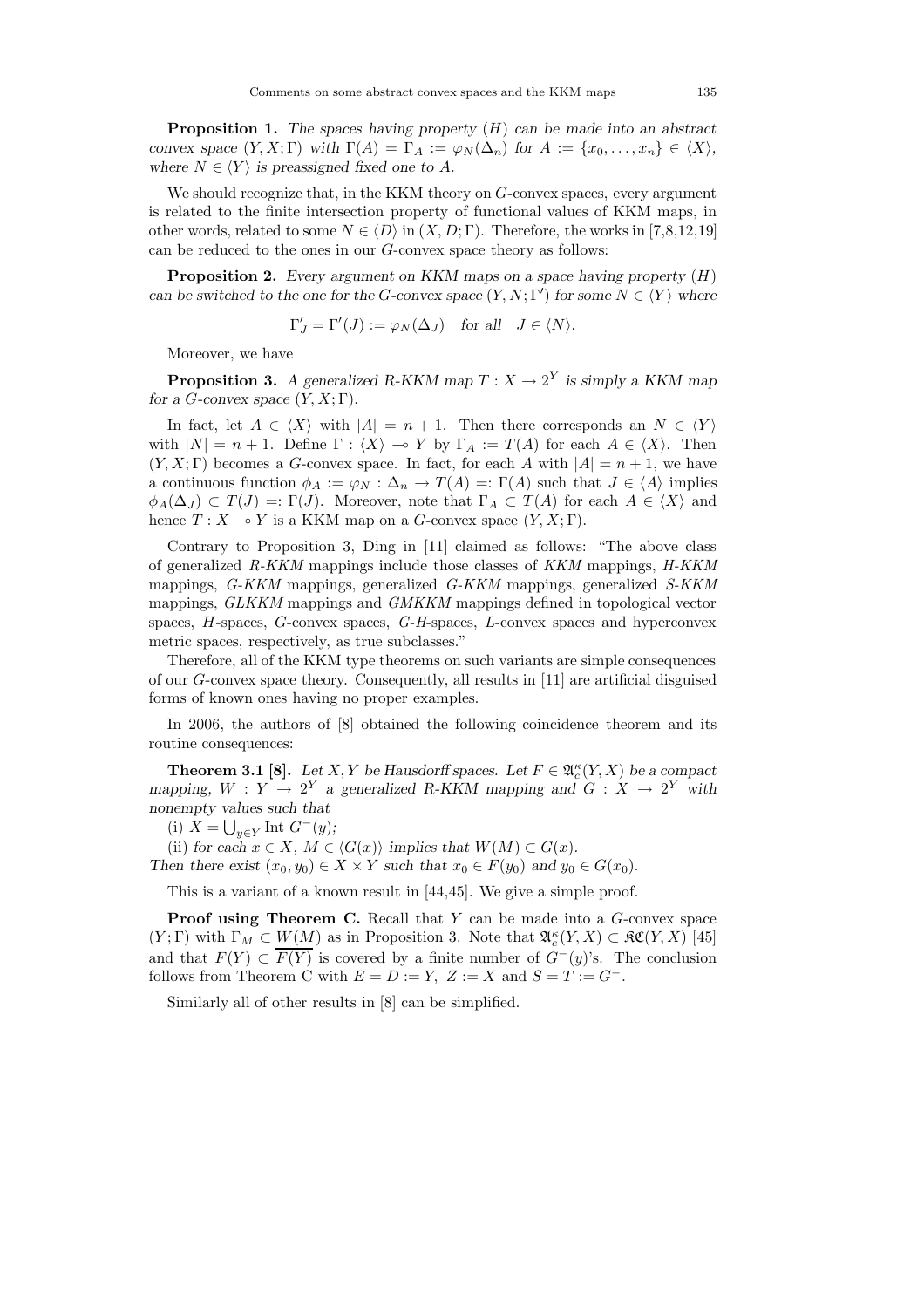**Proposition 1.** *The spaces having property* $(H)$ *can be made into an abstract convex space* $(Y, X; \Gamma)$ *with* $\Gamma(A) = \Gamma_A := \varphi_N(\Delta_n)$ *for* $A := \{x_0, \ldots, x_n\} \in \langle X \rangle$, *where* $N \in \langle Y \rangle$ *is preassigned fixed one to* $A$.

We should recognize that, in the KKM theory on $G$-convex spaces, every argument is related to the finite intersection property of functional values of KKM maps, in other words, related to some $N \in \langle D \rangle$ in $(X, D; \Gamma)$. Therefore, the works in [7,8,12,19] can be reduced to the ones in our $G$-convex space theory as follows:

**Proposition 2.** *Every argument on KKM maps on a space having property* $(H)$ *can be switched to the one for the* $G$*-convex space* $(Y, N; \Gamma')$ *for some* $N \in \langle Y \rangle$ *where*

$$\Gamma'_J = \Gamma'(J) := \varphi_N(\Delta_J) \quad \text{for all} \quad J \in \langle N \rangle.$$

Moreover, we have

**Proposition 3.** *A generalized R-KKM map* $T : X \to 2^Y$ *is simply a KKM map for a* $G$*-convex space* $(Y, X; \Gamma)$.

In fact, let $A \in \langle X \rangle$ with $|A| = n+1$. Then there corresponds an $N \in \langle Y \rangle$ with $|N| = n+1$. Define $\Gamma : \langle X \rangle \multimap Y$ by $\Gamma_A := T(A)$ for each $A \in \langle X \rangle$. Then $(Y, X; \Gamma)$ becomes a $G$-convex space. In fact, for each $A$ with $|A| = n+1$, we have a continuous function $\phi_A := \varphi_N : \Delta_n \to T(A) =: \Gamma(A)$ such that $J \in \langle A \rangle$ implies $\phi_A(\Delta_J) \subset T(J) =: \Gamma(J)$. Moreover, note that $\Gamma_A \subset T(A)$ for each $A \in \langle X \rangle$ and hence $T : X \multimap Y$ is a KKM map on a $G$-convex space $(Y, X; \Gamma)$.

Contrary to Proposition 3, Ding in [11] claimed as follows: "The above class of generalized *R-KKM* mappings include those classes of *KKM* mappings, *H-KKM* mappings, *G-KKM* mappings, generalized *G-KKM* mappings, generalized *S-KKM* mappings, *GLKKM* mappings and *GMKKM* mappings defined in topological vector spaces, *H*-spaces, *G*-convex spaces, *G-H*-spaces, *L*-convex spaces and hyperconvex metric spaces, respectively, as true subclasses."

Therefore, all of the KKM type theorems on such variants are simple consequences of our $G$-convex space theory. Consequently, all results in [11] are artificial disguised forms of known ones having no proper examples.

In 2006, the authors of [8] obtained the following coincidence theorem and its routine consequences:

**Theorem 3.1 [8].** *Let* $X, Y$ *be Hausdorff spaces. Let* $F \in \mathfrak{A}_c^\kappa(Y, X)$ *be a compact mapping,* $W : Y \to 2^Y$ *a generalized R-KKM mapping and* $G : X \to 2^Y$ *with nonempty values such that*

(i) $X = \bigcup_{y \in Y} \operatorname{Int} G^-(y)$;

(ii) *for each* $x \in X$, $M \in \langle G(x) \rangle$ *implies that* $W(M) \subset G(x)$.

*Then there exist* $(x_0, y_0) \in X \times Y$ *such that* $x_0 \in F(y_0)$ *and* $y_0 \in G(x_0)$.

This is a variant of a known result in [44,45]. We give a simple proof.

**Proof using Theorem C.** Recall that $Y$ can be made into a $G$-convex space $(Y; \Gamma)$ with $\Gamma_M \subset W(M)$ as in Proposition 3. Note that $\mathfrak{A}_c^\kappa(Y, X) \subset \mathfrak{KC}(Y, X)$ [45] and that $F(Y) \subset \overline{F(Y)}$ is covered by a finite number of $G^-(y)$'s. The conclusion follows from Theorem C with $E = D := Y$, $Z := X$ and $S = T := G^-$.

Similarly all of other results in [8] can be simplified.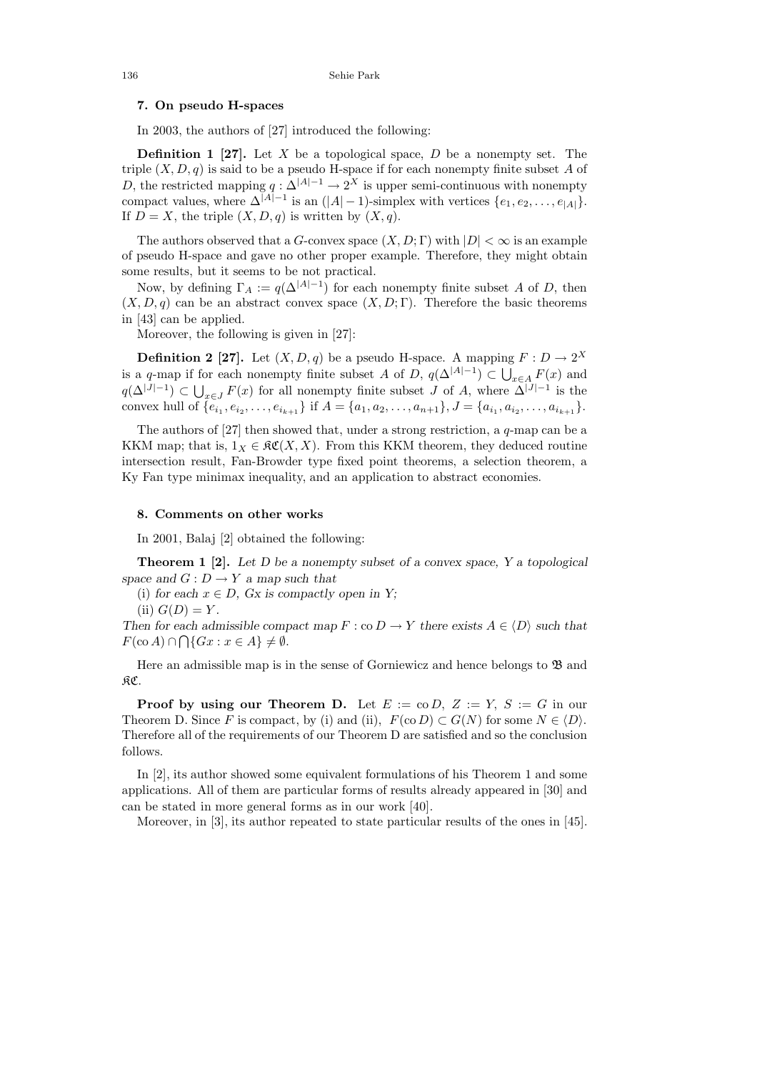## 7. On pseudo H-spaces

In 2003, the authors of [27] introduced the following:

**Definition 1 [27].** Let $X$ be a topological space, $D$ be a nonempty set. The triple $(X, D, q)$ is said to be a pseudo H-space if for each nonempty finite subset $A$ of $D$, the restricted mapping $q : \Delta^{|A|-1} \to 2^X$ is upper semi-continuous with nonempty compact values, where $\Delta^{|A|-1}$ is an $(|A|-1)$-simplex with vertices $\{e_1, e_2, \ldots, e_{|A|}\}$. If $D = X$, the triple $(X, D, q)$ is written by $(X, q)$.

The authors observed that a $G$-convex space $(X, D; \Gamma)$ with $|D| < \infty$ is an example of pseudo H-space and gave no other proper example. Therefore, they might obtain some results, but it seems to be not practical.

Now, by defining $\Gamma_A := q(\Delta^{|A|-1})$ for each nonempty finite subset $A$ of $D$, then $(X, D, q)$ can be an abstract convex space $(X, D; \Gamma)$. Therefore the basic theorems in [43] can be applied.

Moreover, the following is given in [27]:

**Definition 2 [27].** Let $(X, D, q)$ be a pseudo H-space. A mapping $F : D \to 2^X$ is a $q$-map if for each nonempty finite subset $A$ of $D$, $q(\Delta^{|A|-1}) \subset \bigcup_{x \in A} F(x)$ and $q(\Delta^{|J|-1}) \subset \bigcup_{x \in J} F(x)$ for all nonempty finite subset $J$ of $A$, where $\Delta^{|J|-1}$ is the convex hull of $\{e_{i_1}, e_{i_2}, \ldots, e_{i_{k+1}}\}$ if $A = \{a_1, a_2, \ldots, a_{n+1}\}$, $J = \{a_{i_1}, a_{i_2}, \ldots, a_{i_{k+1}}\}$.

The authors of [27] then showed that, under a strong restriction, a $q$-map can be a KKM map; that is, $1_X \in \mathfrak{KC}(X, X)$. From this KKM theorem, they deduced routine intersection result, Fan-Browder type fixed point theorems, a selection theorem, a Ky Fan type minimax inequality, and an application to abstract economies.

## 8. Comments on other works

In 2001, Balaj [2] obtained the following:

**Theorem 1 [2].** *Let $D$ be a nonempty subset of a convex space, $Y$ a topological space and $G : D \to Y$ a map such that*

(i) *for each $x \in D$, $Gx$ is compactly open in $Y$;*

(ii) $G(D) = Y$.

*Then for each admissible compact map $F : \operatorname{co} D \to Y$ there exists $A \in \langle D \rangle$ such that $F(\operatorname{co} A) \cap \bigcap \{Gx : x \in A\} \neq \emptyset$.*

Here an admissible map is in the sense of Gorniewicz and hence belongs to $\mathfrak{B}$ and $\mathfrak{KC}$.

**Proof by using our Theorem D.** Let $E := \operatorname{co} D$, $Z := Y$, $S := G$ in our Theorem D. Since $F$ is compact, by (i) and (ii), $F(\operatorname{co} D) \subset G(N)$ for some $N \in \langle D \rangle$. Therefore all of the requirements of our Theorem D are satisfied and so the conclusion follows.

In [2], its author showed some equivalent formulations of his Theorem 1 and some applications. All of them are particular forms of results already appeared in [30] and can be stated in more general forms as in our work [40].

Moreover, in [3], its author repeated to state particular results of the ones in [45].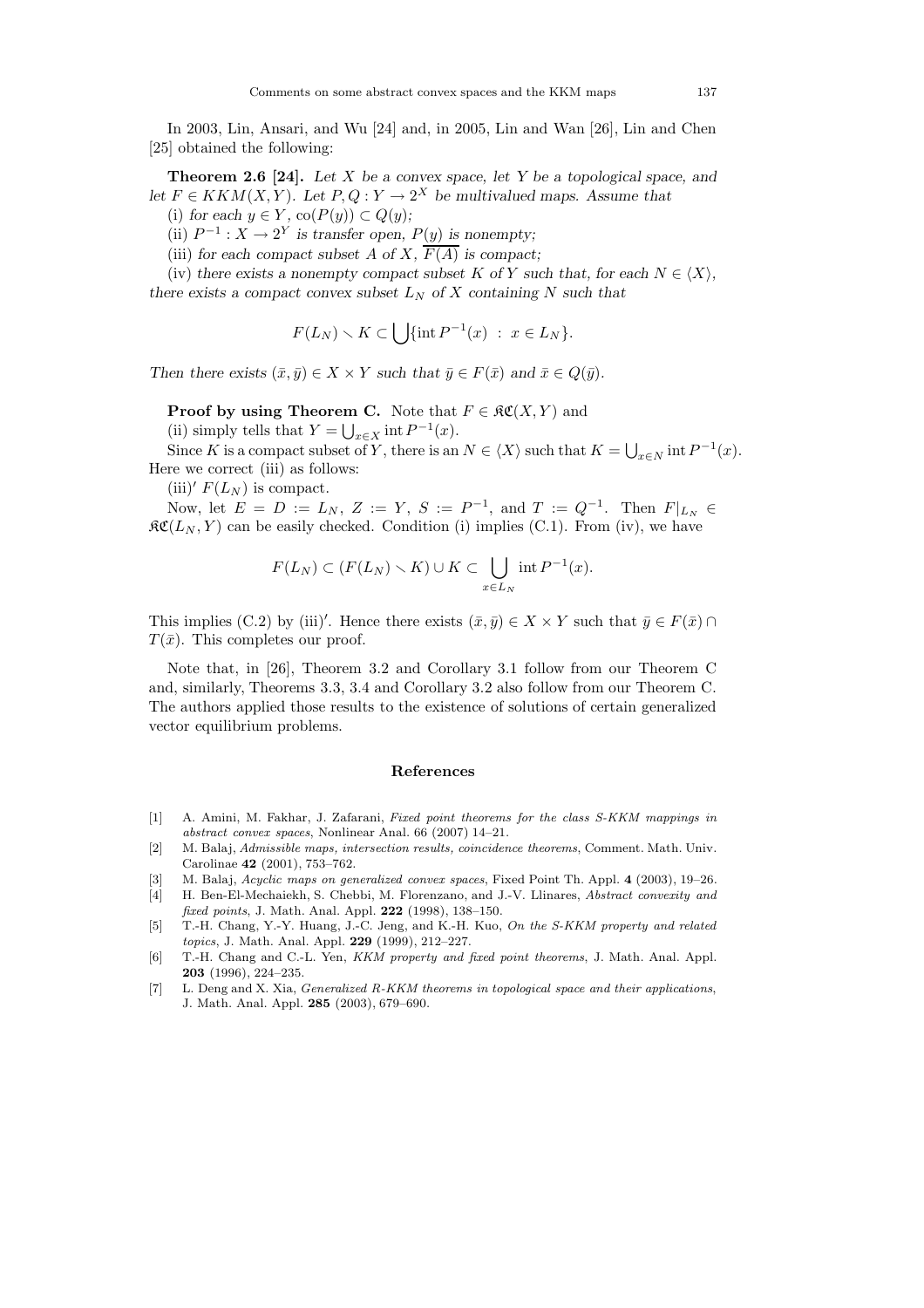In 2003, Lin, Ansari, and Wu [24] and, in 2005, Lin and Wan [26], Lin and Chen [25] obtained the following:

**Theorem 2.6 [24].** *Let $X$ be a convex space, let $Y$ be a topological space, and let $F \in KKM(X,Y)$. Let $P, Q : Y \to 2^X$ be multivalued maps. Assume that*

(i) *for each $y \in Y$, $\mathrm{co}(P(y)) \subset Q(y)$;*

(ii) *$P^{-1} : X \to 2^Y$ is transfer open, $P(y)$ is nonempty;*

(iii) *for each compact subset $A$ of $X$, $\overline{F(A)}$ is compact;*

(iv) *there exists a nonempty compact subset $K$ of $Y$ such that, for each $N \in \langle X \rangle$, there exists a compact convex subset $L_N$ of $X$ containing $N$ such that*

$$F(L_N) \smallsetminus K \subset \bigcup \{\mathrm{int}\, P^{-1}(x) \ : \ x \in L_N\}.$$

*Then there exists $(\bar{x}, \bar{y}) \in X \times Y$ such that $\bar{y} \in F(\bar{x})$ and $\bar{x} \in Q(\bar{y})$.*

**Proof by using Theorem C.** Note that $F \in \mathfrak{KC}(X,Y)$ and

(ii) simply tells that $Y = \bigcup_{x \in X} \mathrm{int}\, P^{-1}(x)$.

Since $K$ is a compact subset of $Y$, there is an $N \in \langle X \rangle$ such that $K = \bigcup_{x \in N} \mathrm{int}\, P^{-1}(x)$. Here we correct (iii) as follows:

(iii)$'$ $F(L_N)$ is compact.

Now, let $E = D := L_N$, $Z := Y$, $S := P^{-1}$, and $T := Q^{-1}$. Then $F|_{L_N} \in \mathfrak{KC}(L_N, Y)$ can be easily checked. Condition (i) implies (C.1). From (iv), we have

$$F(L_N) \subset (F(L_N) \smallsetminus K) \cup K \subset \bigcup_{x \in L_N} \mathrm{int}\, P^{-1}(x).$$

This implies (C.2) by (iii)$'$. Hence there exists $(\bar{x}, \bar{y}) \in X \times Y$ such that $\bar{y} \in F(\bar{x}) \cap T(\bar{x})$. This completes our proof.

Note that, in [26], Theorem 3.2 and Corollary 3.1 follow from our Theorem C and, similarly, Theorems 3.3, 3.4 and Corollary 3.2 also follow from our Theorem C. The authors applied those results to the existence of solutions of certain generalized vector equilibrium problems.

## References

[1] A. Amini, M. Fakhar, J. Zafarani, *Fixed point theorems for the class S-KKM mappings in abstract convex spaces*, Nonlinear Anal. 66 (2007) 14–21.

[2] M. Balaj, *Admissible maps, intersection results, coincidence theorems*, Comment. Math. Univ. Carolinae **42** (2001), 753–762.

[3] M. Balaj, *Acyclic maps on generalized convex spaces*, Fixed Point Th. Appl. **4** (2003), 19–26.

[4] H. Ben-El-Mechaiekh, S. Chebbi, M. Florenzano, and J.-V. Llinares, *Abstract convexity and fixed points*, J. Math. Anal. Appl. **222** (1998), 138–150.

[5] T.-H. Chang, Y.-Y. Huang, J.-C. Jeng, and K.-H. Kuo, *On the S-KKM property and related topics*, J. Math. Anal. Appl. **229** (1999), 212–227.

[6] T.-H. Chang and C.-L. Yen, *KKM property and fixed point theorems*, J. Math. Anal. Appl. **203** (1996), 224–235.

[7] L. Deng and X. Xia, *Generalized R-KKM theorems in topological space and their applications*, J. Math. Anal. Appl. **285** (2003), 679–690.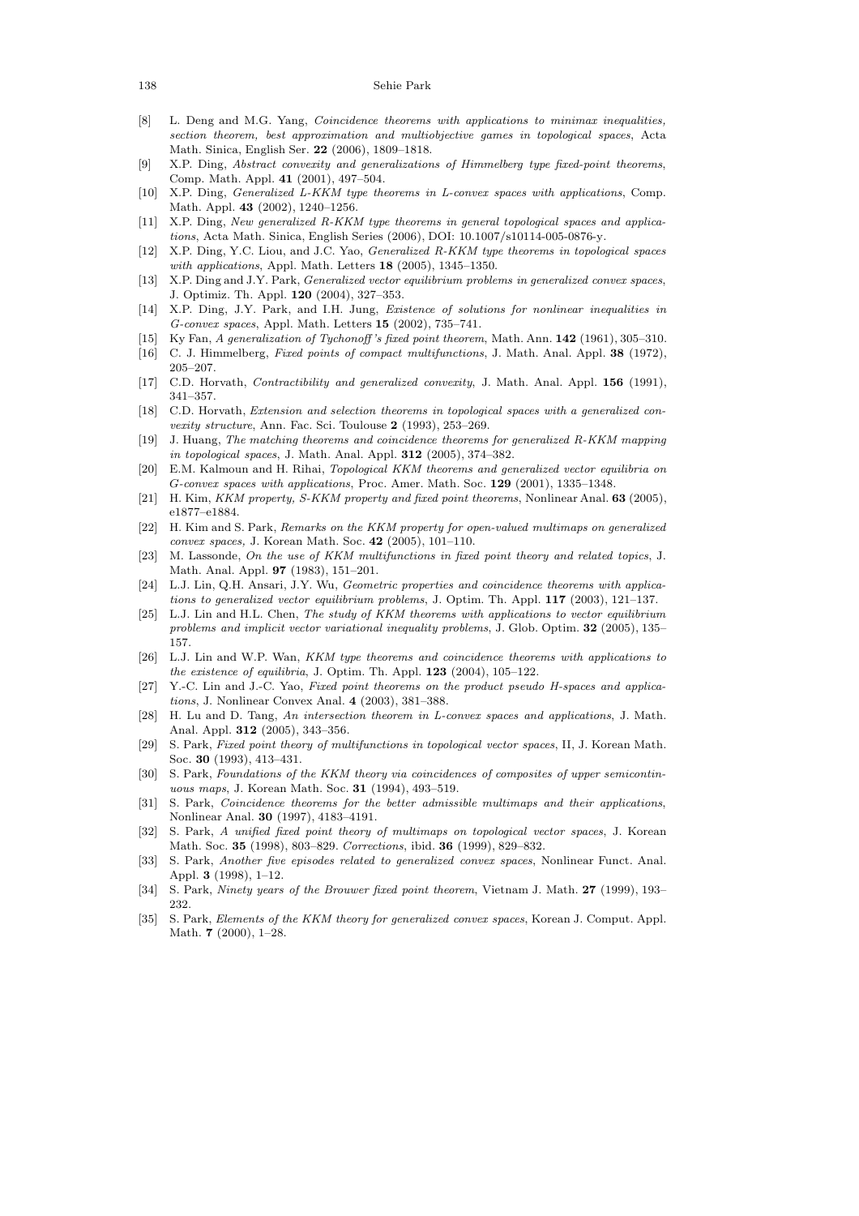[8] L. Deng and M.G. Yang, *Coincidence theorems with applications to minimax inequalities, section theorem, best approximation and multiobjective games in topological spaces*, Acta Math. Sinica, English Ser. **22** (2006), 1809–1818.

[9] X.P. Ding, *Abstract convexity and generalizations of Himmelberg type fixed-point theorems*, Comp. Math. Appl. **41** (2001), 497–504.

[10] X.P. Ding, *Generalized L-KKM type theorems in L-convex spaces with applications*, Comp. Math. Appl. **43** (2002), 1240–1256.

[11] X.P. Ding, *New generalized R-KKM type theorems in general topological spaces and applications*, Acta Math. Sinica, English Series (2006), DOI: 10.1007/s10114-005-0876-y.

[12] X.P. Ding, Y.C. Liou, and J.C. Yao, *Generalized R-KKM type theorems in topological spaces with applications*, Appl. Math. Letters **18** (2005), 1345–1350.

[13] X.P. Ding and J.Y. Park, *Generalized vector equilibrium problems in generalized convex spaces*, J. Optimiz. Th. Appl. **120** (2004), 327–353.

[14] X.P. Ding, J.Y. Park, and I.H. Jung, *Existence of solutions for nonlinear inequalities in G-convex spaces*, Appl. Math. Letters **15** (2002), 735–741.

[15] Ky Fan, *A generalization of Tychonoff's fixed point theorem*, Math. Ann. **142** (1961), 305–310.

[16] C. J. Himmelberg, *Fixed points of compact multifunctions*, J. Math. Anal. Appl. **38** (1972), 205–207.

[17] C.D. Horvath, *Contractibility and generalized convexity*, J. Math. Anal. Appl. **156** (1991), 341–357.

[18] C.D. Horvath, *Extension and selection theorems in topological spaces with a generalized convexity structure*, Ann. Fac. Sci. Toulouse **2** (1993), 253–269.

[19] J. Huang, *The matching theorems and coincidence theorems for generalized R-KKM mapping in topological spaces*, J. Math. Anal. Appl. **312** (2005), 374–382.

[20] E.M. Kalmoun and H. Rihai, *Topological KKM theorems and generalized vector equilibria on G-convex spaces with applications*, Proc. Amer. Math. Soc. **129** (2001), 1335–1348.

[21] H. Kim, *KKM property, S-KKM property and fixed point theorems*, Nonlinear Anal. **63** (2005), e1877–e1884.

[22] H. Kim and S. Park, *Remarks on the KKM property for open-valued multimaps on generalized convex spaces,* J. Korean Math. Soc. **42** (2005), 101–110.

[23] M. Lassonde, *On the use of KKM multifunctions in fixed point theory and related topics*, J. Math. Anal. Appl. **97** (1983), 151–201.

[24] L.J. Lin, Q.H. Ansari, J.Y. Wu, *Geometric properties and coincidence theorems with applications to generalized vector equilibrium problems*, J. Optim. Th. Appl. **117** (2003), 121–137.

[25] L.J. Lin and H.L. Chen, *The study of KKM theorems with applications to vector equilibrium problems and implicit vector variational inequality problems*, J. Glob. Optim. **32** (2005), 135–157.

[26] L.J. Lin and W.P. Wan, *KKM type theorems and coincidence theorems with applications to the existence of equilibria*, J. Optim. Th. Appl. **123** (2004), 105–122.

[27] Y.-C. Lin and J.-C. Yao, *Fixed point theorems on the product pseudo H-spaces and applications*, J. Nonlinear Convex Anal. **4** (2003), 381–388.

[28] H. Lu and D. Tang, *An intersection theorem in L-convex spaces and applications*, J. Math. Anal. Appl. **312** (2005), 343–356.

[29] S. Park, *Fixed point theory of multifunctions in topological vector spaces*, II, J. Korean Math. Soc. **30** (1993), 413–431.

[30] S. Park, *Foundations of the KKM theory via coincidences of composites of upper semicontinuous maps*, J. Korean Math. Soc. **31** (1994), 493–519.

[31] S. Park, *Coincidence theorems for the better admissible multimaps and their applications*, Nonlinear Anal. **30** (1997), 4183–4191.

[32] S. Park, *A unified fixed point theory of multimaps on topological vector spaces*, J. Korean Math. Soc. **35** (1998), 803–829. *Corrections*, ibid. **36** (1999), 829–832.

[33] S. Park, *Another five episodes related to generalized convex spaces*, Nonlinear Funct. Anal. Appl. **3** (1998), 1–12.

[34] S. Park, *Ninety years of the Brouwer fixed point theorem*, Vietnam J. Math. **27** (1999), 193–232.

[35] S. Park, *Elements of the KKM theory for generalized convex spaces*, Korean J. Comput. Appl. Math. **7** (2000), 1–28.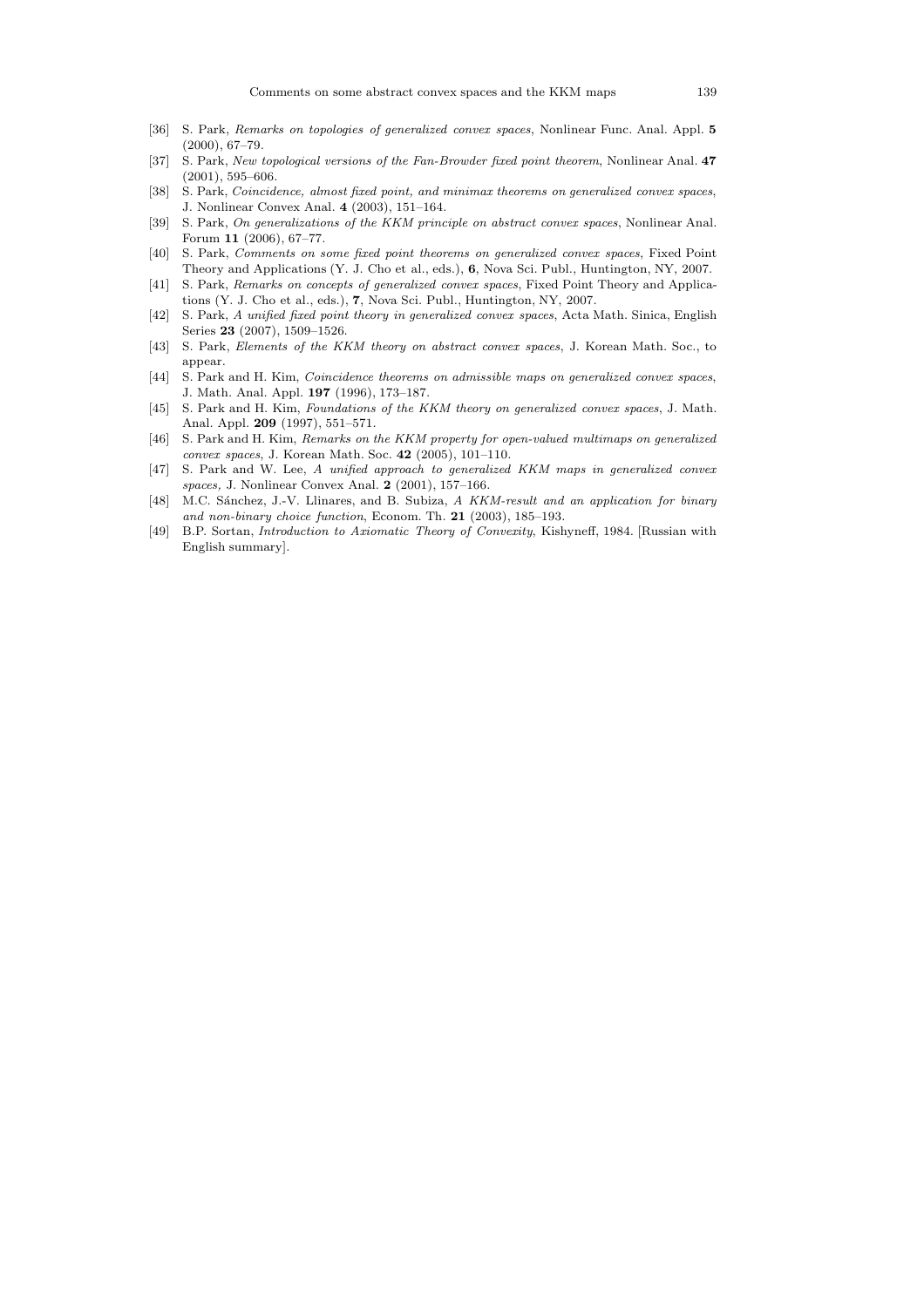- [36] S. Park, *Remarks on topologies of generalized convex spaces*, Nonlinear Func. Anal. Appl. **5** (2000), 67–79.
- [37] S. Park, *New topological versions of the Fan-Browder fixed point theorem*, Nonlinear Anal. **47** (2001), 595–606.
- [38] S. Park, *Coincidence, almost fixed point, and minimax theorems on generalized convex spaces*, J. Nonlinear Convex Anal. **4** (2003), 151–164.
- [39] S. Park, *On generalizations of the KKM principle on abstract convex spaces*, Nonlinear Anal. Forum **11** (2006), 67–77.
- [40] S. Park, *Comments on some fixed point theorems on generalized convex spaces*, Fixed Point Theory and Applications (Y. J. Cho et al., eds.), **6**, Nova Sci. Publ., Huntington, NY, 2007.
- [41] S. Park, *Remarks on concepts of generalized convex spaces*, Fixed Point Theory and Applications (Y. J. Cho et al., eds.), **7**, Nova Sci. Publ., Huntington, NY, 2007.
- [42] S. Park, *A unified fixed point theory in generalized convex spaces*, Acta Math. Sinica, English Series **23** (2007), 1509–1526.
- [43] S. Park, *Elements of the KKM theory on abstract convex spaces*, J. Korean Math. Soc., to appear.
- [44] S. Park and H. Kim, *Coincidence theorems on admissible maps on generalized convex spaces*, J. Math. Anal. Appl. **197** (1996), 173–187.
- [45] S. Park and H. Kim, *Foundations of the KKM theory on generalized convex spaces*, J. Math. Anal. Appl. **209** (1997), 551–571.
- [46] S. Park and H. Kim, *Remarks on the KKM property for open-valued multimaps on generalized convex spaces*, J. Korean Math. Soc. **42** (2005), 101–110.
- [47] S. Park and W. Lee, *A unified approach to generalized KKM maps in generalized convex spaces,* J. Nonlinear Convex Anal. **2** (2001), 157–166.
- [48] M.C. Sánchez, J.-V. Llinares, and B. Subiza, *A KKM-result and an application for binary and non-binary choice function*, Econom. Th. **21** (2003), 185–193.
- [49] B.P. Sortan, *Introduction to Axiomatic Theory of Convexity*, Kishyneff, 1984. [Russian with English summary].